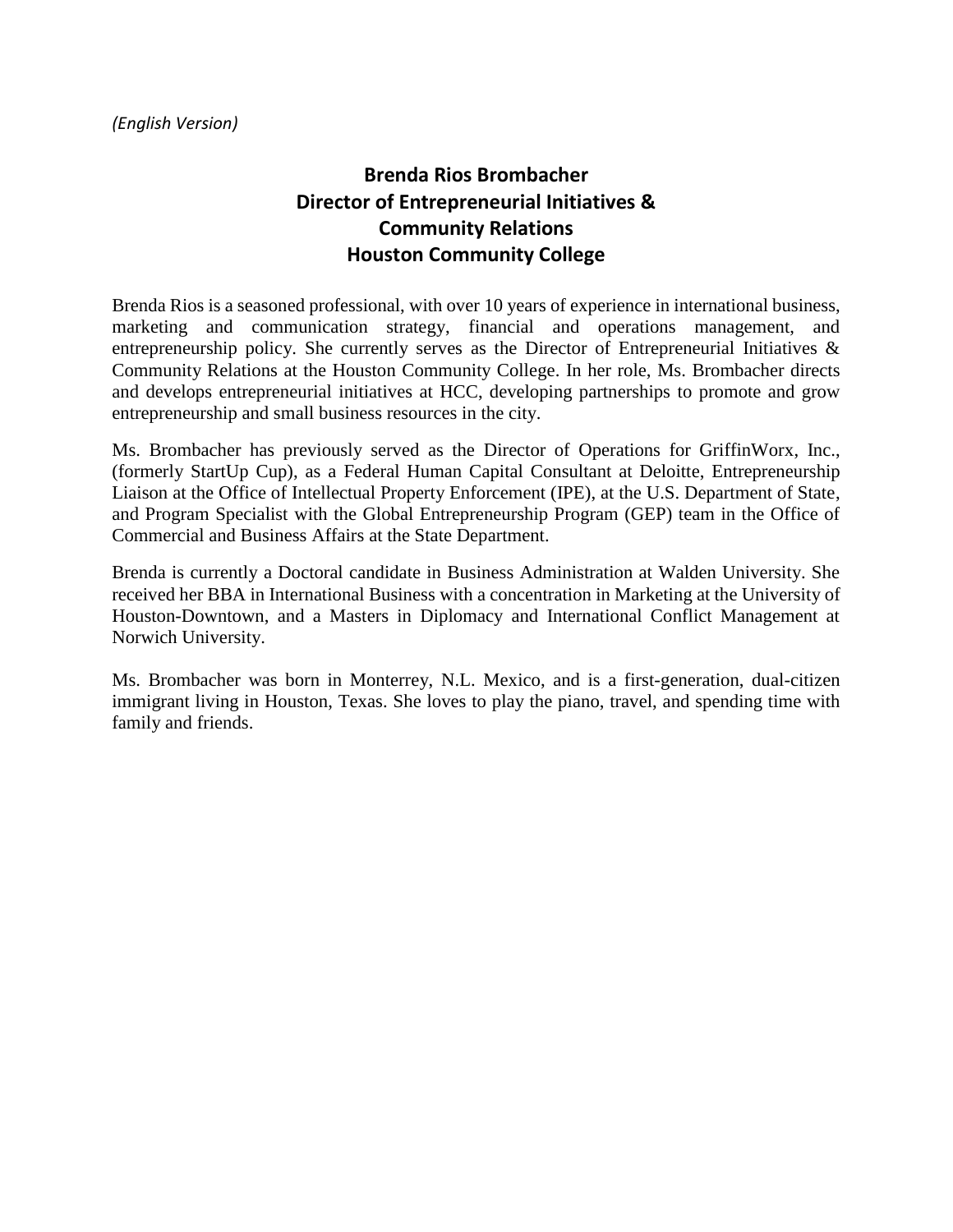*(English Version)*

# Brenda Rios Brombacher
## Director of Entrepreneurial Initiatives & Community Relations
## Houston Community College

Brenda Rios is a seasoned professional, with over 10 years of experience in international business, marketing and communication strategy, financial and operations management, and entrepreneurship policy. She currently serves as the Director of Entrepreneurial Initiatives & Community Relations at the Houston Community College. In her role, Ms. Brombacher directs and develops entrepreneurial initiatives at HCC, developing partnerships to promote and grow entrepreneurship and small business resources in the city.

Ms. Brombacher has previously served as the Director of Operations for GriffinWorx, Inc., (formerly StartUp Cup), as a Federal Human Capital Consultant at Deloitte, Entrepreneurship Liaison at the Office of Intellectual Property Enforcement (IPE), at the U.S. Department of State, and Program Specialist with the Global Entrepreneurship Program (GEP) team in the Office of Commercial and Business Affairs at the State Department.

Brenda is currently a Doctoral candidate in Business Administration at Walden University. She received her BBA in International Business with a concentration in Marketing at the University of Houston-Downtown, and a Masters in Diplomacy and International Conflict Management at Norwich University.

Ms. Brombacher was born in Monterrey, N.L. Mexico, and is a first-generation, dual-citizen immigrant living in Houston, Texas. She loves to play the piano, travel, and spending time with family and friends.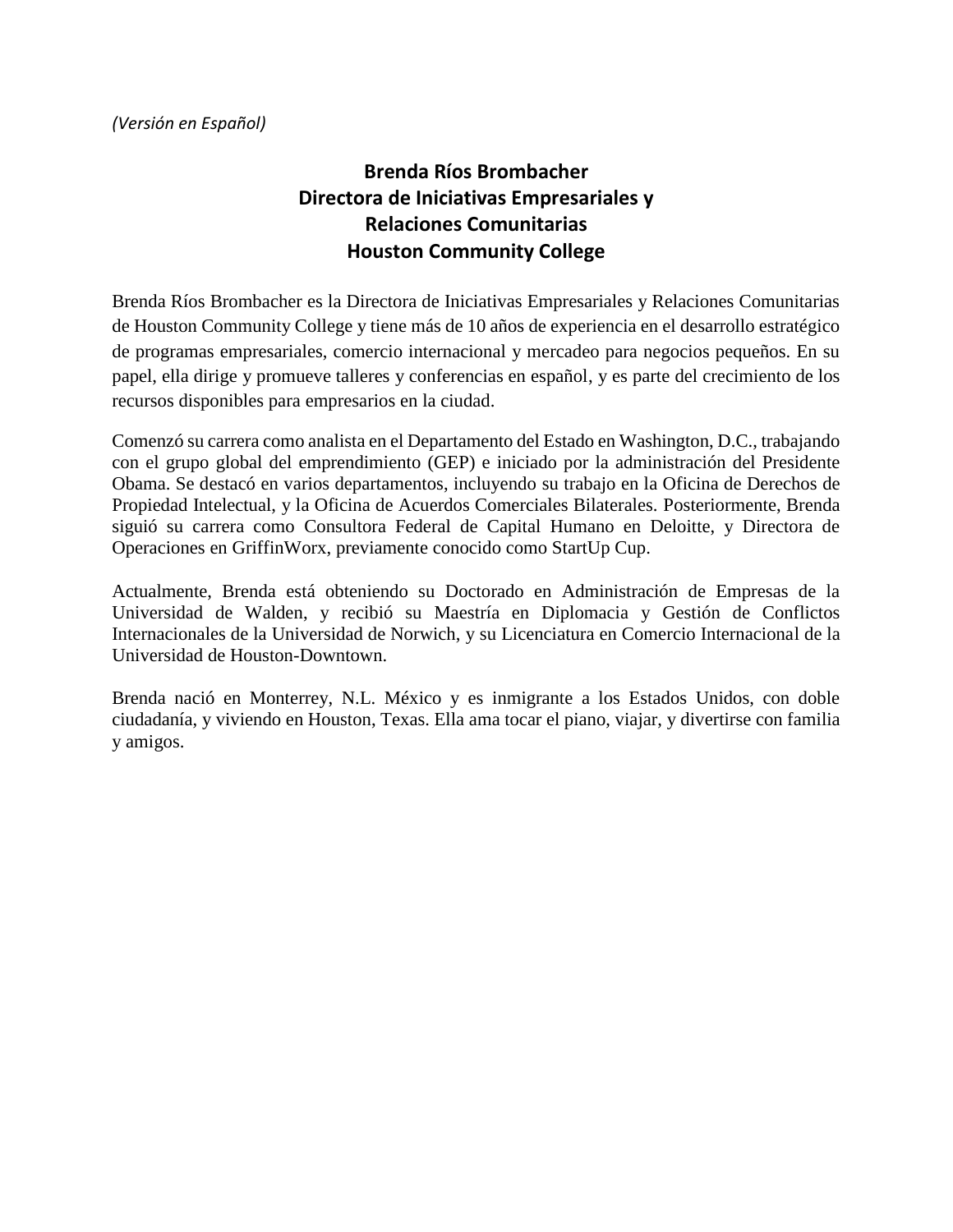*(Versión en Español)*

## Brenda Ríos Brombacher
## Directora de Iniciativas Empresariales y Relaciones Comunitarias
## Houston Community College

Brenda Ríos Brombacher es la Directora de Iniciativas Empresariales y Relaciones Comunitarias de Houston Community College y tiene más de 10 años de experiencia en el desarrollo estratégico de programas empresariales, comercio internacional y mercadeo para negocios pequeños. En su papel, ella dirige y promueve talleres y conferencias en español, y es parte del crecimiento de los recursos disponibles para empresarios en la ciudad.

Comenzó su carrera como analista en el Departamento del Estado en Washington, D.C., trabajando con el grupo global del emprendimiento (GEP) e iniciado por la administración del Presidente Obama. Se destacó en varios departamentos, incluyendo su trabajo en la Oficina de Derechos de Propiedad Intelectual, y la Oficina de Acuerdos Comerciales Bilaterales. Posteriormente, Brenda siguió su carrera como Consultora Federal de Capital Humano en Deloitte, y Directora de Operaciones en GriffinWorx, previamente conocido como StartUp Cup.

Actualmente, Brenda está obteniendo su Doctorado en Administración de Empresas de la Universidad de Walden, y recibió su Maestría en Diplomacia y Gestión de Conflictos Internacionales de la Universidad de Norwich, y su Licenciatura en Comercio Internacional de la Universidad de Houston-Downtown.

Brenda nació en Monterrey, N.L. México y es inmigrante a los Estados Unidos, con doble ciudadanía, y viviendo en Houston, Texas. Ella ama tocar el piano, viajar, y divertirse con familia y amigos.